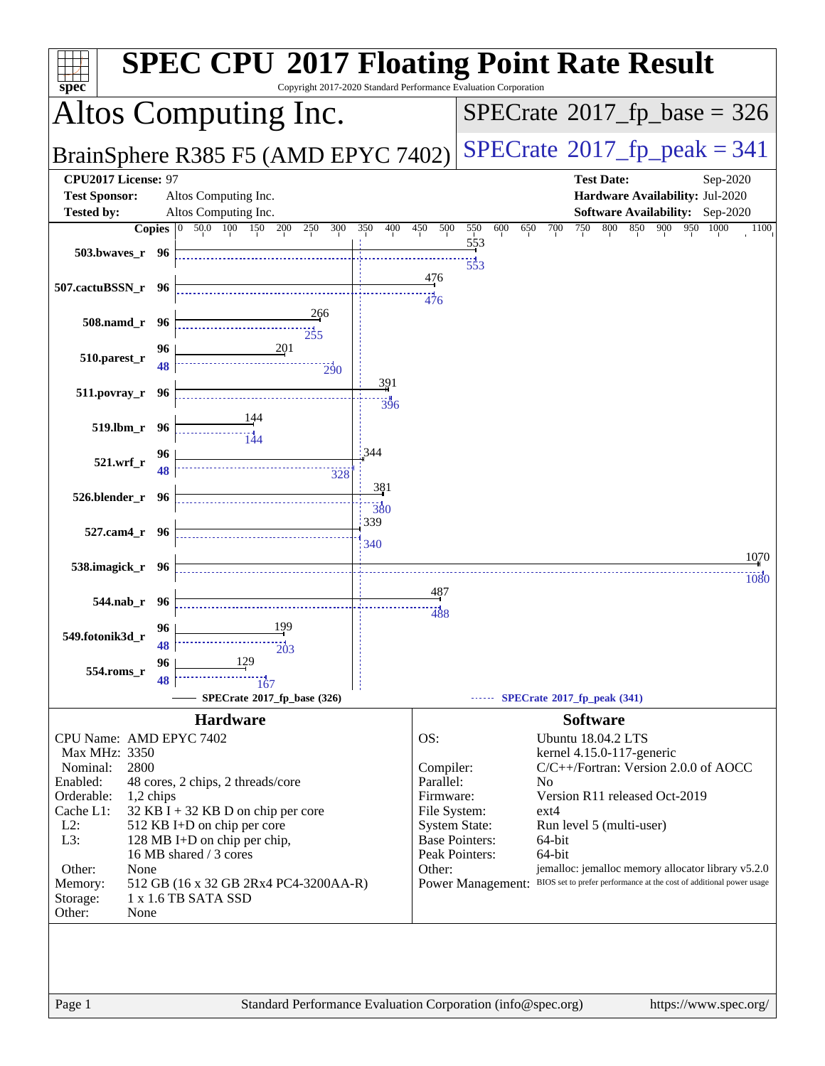# SPEC CPU 2017 Floating Point Rate Result

Copyright 2017-2020 Standard Performance Evaluation Corporation

## Altos Computing Inc.

## BrainSphere R385 F5 (AMD EPYC 7402)

**SPECrate 2017_fp_base = 326**

**SPECrate 2017_fp_peak = 341**

| | | | |
|---|---|---|---|
| **CPU2017 License:** | 97 | **Test Date:** | Sep-2020 |
| **Test Sponsor:** | Altos Computing Inc. | **Hardware Availability:** | Jul-2020 |
| **Tested by:** | Altos Computing Inc. | **Software Availability:** | Sep-2020 |

| Benchmark | Copies (Base) | Base | Copies (Peak) | Peak |
|---|---|---|---|---|
| 503.bwaves_r | 96 | 553 | 96 | 553 |
| 507.cactuBSSN_r | 96 | 476 | 96 | 476 |
| 508.namd_r | 96 | 266 | 96 | 255 |
| 510.parest_r | 96 | 201 | 48 | 290 |
| 511.povray_r | 96 | 391 | 96 | 396 |
| 519.lbm_r | 96 | 144 | 96 | 144 |
| 521.wrf_r | 96 | 344 | 48 | 328 |
| 526.blender_r | 96 | 381 | 96 | 380 |
| 527.cam4_r | 96 | 339 | 96 | 340 |
| 538.imagick_r | 96 | 1070 | 96 | 1080 |
| 544.nab_r | 96 | 487 | 96 | 488 |
| 549.fotonik3d_r | 96 | 199 | 48 | 203 |
| 554.roms_r | 96 | 129 | 48 | 167 |

SPECrate 2017_fp_base (326) — SPECrate 2017_fp_peak (341)

### Hardware

| | |
|---|---|
| CPU Name: | AMD EPYC 7402 |
| Max MHz: | 3350 |
| Nominal: | 2800 |
| Enabled: | 48 cores, 2 chips, 2 threads/core |
| Orderable: | 1,2 chips |
| Cache L1: | 32 KB I + 32 KB D on chip per core |
| L2: | 512 KB I+D on chip per core |
| L3: | 128 MB I+D on chip per chip, 16 MB shared / 3 cores |
| Other: | None |
| Memory: | 512 GB (16 x 32 GB 2Rx4 PC4-3200AA-R) |
| Storage: | 1 x 1.6 TB SATA SSD |
| Other: | None |

### Software

| | |
|---|---|
| OS: | Ubuntu 18.04.2 LTS kernel 4.15.0-117-generic |
| Compiler: | C/C++/Fortran: Version 2.0.0 of AOCC |
| Parallel: | No |
| Firmware: | Version R11 released Oct-2019 |
| File System: | ext4 |
| System State: | Run level 5 (multi-user) |
| Base Pointers: | 64-bit |
| Peak Pointers: | 64-bit |
| Other: | jemalloc: jemalloc memory allocator library v5.2.0 |
| Power Management: | BIOS set to prefer performance at the cost of additional power usage |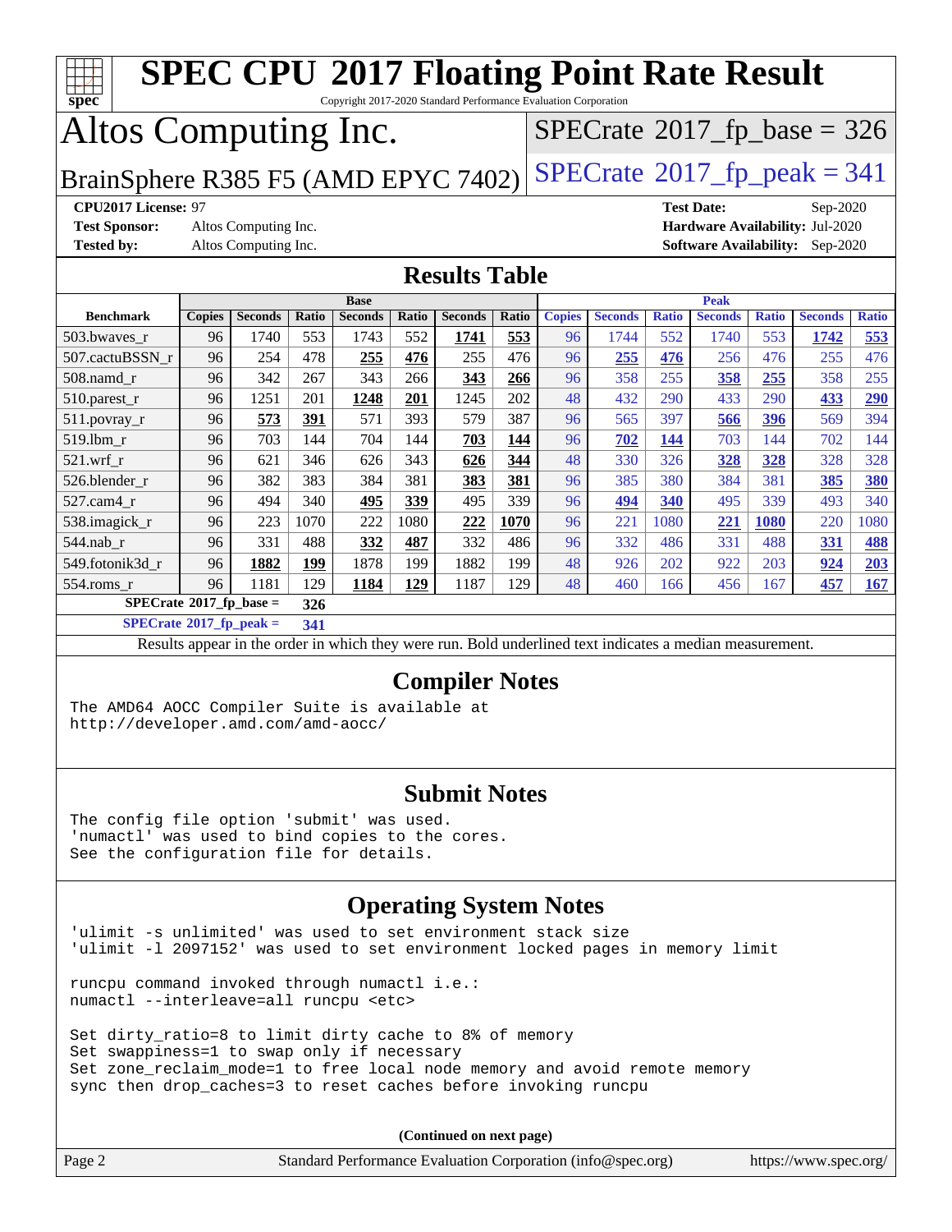# SPEC CPU 2017 Floating Point Rate Result

Copyright 2017-2020 Standard Performance Evaluation Corporation

# Altos Computing Inc.

BrainSphere R385 F5 (AMD EPYC 7402)

SPECrate 2017_fp_base = 326

SPECrate 2017_fp_peak = 341

**CPU2017 License:** 97
**Test Sponsor:** Altos Computing Inc.
**Tested by:** Altos Computing Inc.

**Test Date:** Sep-2020
**Hardware Availability:** Jul-2020
**Software Availability:** Sep-2020

## Results Table

| | Base | | | | | | | Peak | | | | | | |
|---|---|---|---|---|---|---|---|---|---|---|---|---|---|---|
| **Benchmark** | **Copies** | **Seconds** | **Ratio** | **Seconds** | **Ratio** | **Seconds** | **Ratio** | **Copies** | **Seconds** | **Ratio** | **Seconds** | **Ratio** | **Seconds** | **Ratio** |
| 503.bwaves_r | 96 | 1740 | 553 | 1743 | 552 | **1741** | **553** | 96 | 1744 | 552 | 1740 | 553 | **1742** | **553** |
| 507.cactuBSSN_r | 96 | 254 | 478 | **255** | **476** | 255 | 476 | 96 | **255** | **476** | 256 | 476 | 255 | 476 |
| 508.namd_r | 96 | 342 | 267 | 343 | 266 | **343** | **266** | 96 | 358 | 255 | **358** | **255** | 358 | 255 |
| 510.parest_r | 96 | 1251 | 201 | **1248** | **201** | 1245 | 202 | 48 | 432 | 290 | 433 | 290 | **433** | **290** |
| 511.povray_r | 96 | **573** | **391** | 571 | 393 | 579 | 387 | 96 | 565 | 397 | **566** | **396** | 569 | 394 |
| 519.lbm_r | 96 | 703 | 144 | 704 | 144 | **703** | **144** | 96 | **702** | **144** | 703 | 144 | 702 | 144 |
| 521.wrf_r | 96 | 621 | 346 | 626 | 343 | **626** | **344** | 48 | 330 | 326 | **328** | **328** | 328 | 328 |
| 526.blender_r | 96 | 382 | 383 | 384 | 381 | **383** | **381** | 96 | 385 | 380 | 384 | 381 | **385** | **380** |
| 527.cam4_r | 96 | 494 | 340 | **495** | **339** | 495 | 339 | 96 | **494** | **340** | 495 | 339 | 493 | 340 |
| 538.imagick_r | 96 | 223 | 1070 | 222 | 1080 | **222** | **1070** | 96 | 221 | 1080 | **221** | **1080** | 220 | 1080 |
| 544.nab_r | 96 | 331 | 488 | **332** | **487** | 332 | 486 | 96 | 332 | 486 | 331 | 488 | **331** | **488** |
| 549.fotonik3d_r | 96 | **1882** | **199** | 1878 | 199 | 1882 | 199 | 48 | 926 | 202 | 922 | 203 | **924** | **203** |
| 554.roms_r | 96 | 1181 | 129 | **1184** | **129** | 1187 | 129 | 48 | 460 | 166 | 456 | 167 | **457** | **167** |

**SPECrate 2017_fp_base = 326**

**SPECrate 2017_fp_peak = 341**

Results appear in the order in which they were run. Bold underlined text indicates a median measurement.

## Compiler Notes

```
The AMD64 AOCC Compiler Suite is available at
http://developer.amd.com/amd-aocc/
```

## Submit Notes

```
The config file option 'submit' was used.
'numactl' was used to bind copies to the cores.
See the configuration file for details.
```

## Operating System Notes

```
'ulimit -s unlimited' was used to set environment stack size
'ulimit -l 2097152' was used to set environment locked pages in memory limit

runcpu command invoked through numactl i.e.:
numactl --interleave=all runcpu <etc>

Set dirty_ratio=8 to limit dirty cache to 8% of memory
Set swappiness=1 to swap only if necessary
Set zone_reclaim_mode=1 to free local node memory and avoid remote memory
sync then drop_caches=3 to reset caches before invoking runcpu
```

**(Continued on next page)**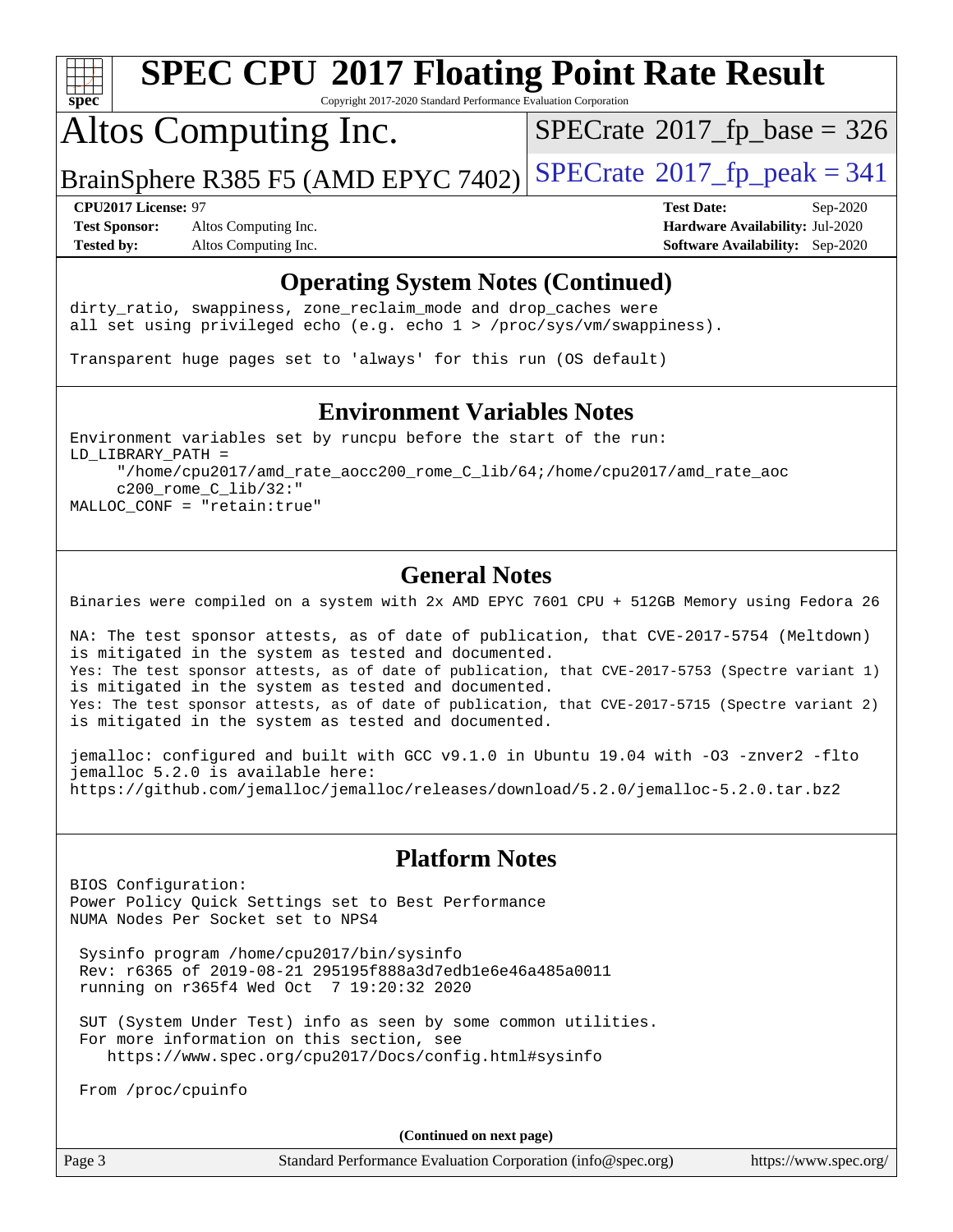## Operating System Notes (Continued)

```
dirty_ratio, swappiness, zone_reclaim_mode and drop_caches were
all set using privileged echo (e.g. echo 1 > /proc/sys/vm/swappiness).

Transparent huge pages set to 'always' for this run (OS default)
```

## Environment Variables Notes

```
Environment variables set by runcpu before the start of the run:
LD_LIBRARY_PATH =
     "/home/cpu2017/amd_rate_aocc200_rome_C_lib/64;/home/cpu2017/amd_rate_aoc
     c200_rome_C_lib/32:"
MALLOC_CONF = "retain:true"
```

## General Notes

```
Binaries were compiled on a system with 2x AMD EPYC 7601 CPU + 512GB Memory using Fedora 26

NA: The test sponsor attests, as of date of publication, that CVE-2017-5754 (Meltdown)
is mitigated in the system as tested and documented.
Yes: The test sponsor attests, as of date of publication, that CVE-2017-5753 (Spectre variant 1)
is mitigated in the system as tested and documented.
Yes: The test sponsor attests, as of date of publication, that CVE-2017-5715 (Spectre variant 2)
is mitigated in the system as tested and documented.

jemalloc: configured and built with GCC v9.1.0 in Ubuntu 19.04 with -O3 -znver2 -flto
jemalloc 5.2.0 is available here:
https://github.com/jemalloc/jemalloc/releases/download/5.2.0/jemalloc-5.2.0.tar.bz2
```

## Platform Notes

```
BIOS Configuration:
Power Policy Quick Settings set to Best Performance
NUMA Nodes Per Socket set to NPS4

 Sysinfo program /home/cpu2017/bin/sysinfo
 Rev: r6365 of 2019-08-21 295195f888a3d7edb1e6e46a485a0011
 running on r365f4 Wed Oct  7 19:20:32 2020

 SUT (System Under Test) info as seen by some common utilities.
 For more information on this section, see
    https://www.spec.org/cpu2017/Docs/config.html#sysinfo

 From /proc/cpuinfo
```

**(Continued on next page)**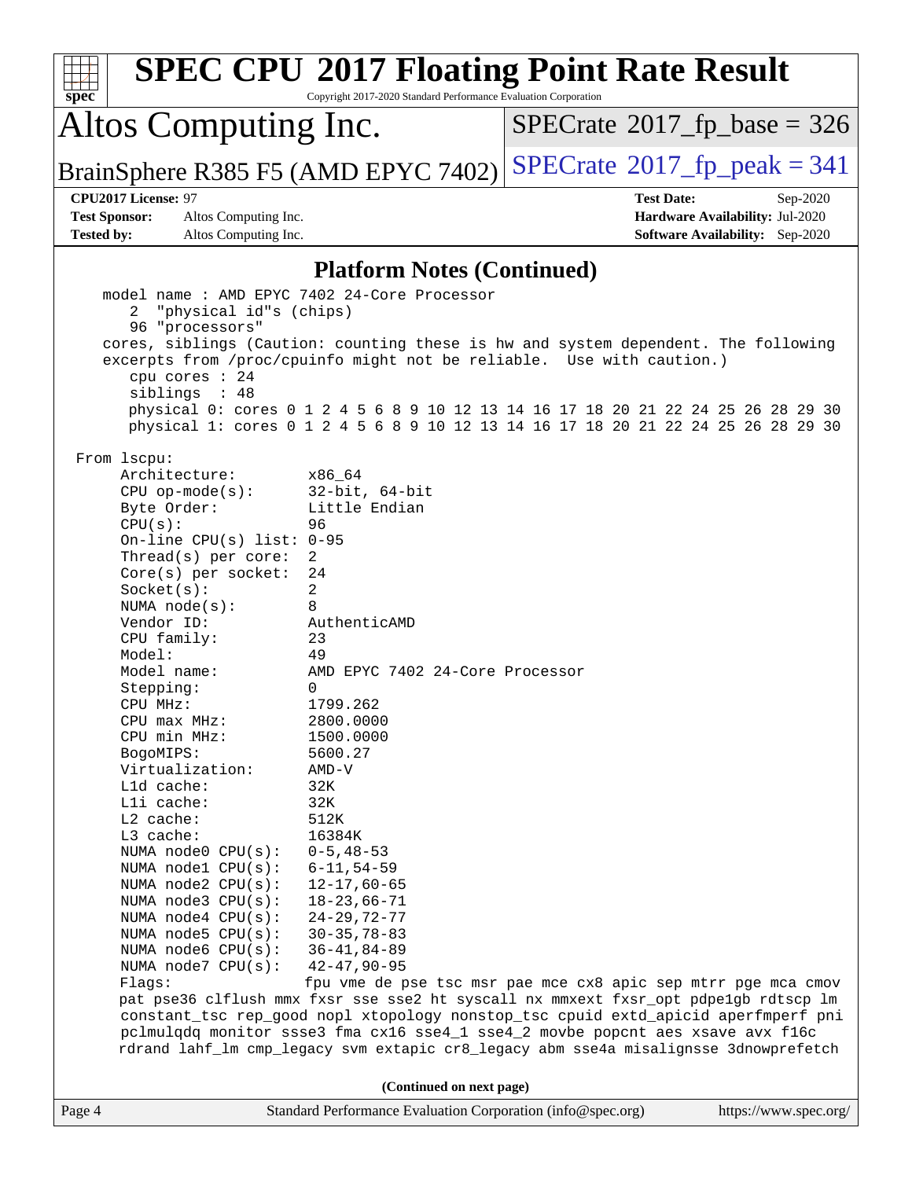## Platform Notes (Continued)

```
    model name : AMD EPYC 7402 24-Core Processor
       2  "physical id"s (chips)
       96 "processors"
    cores, siblings (Caution: counting these is hw and system dependent. The following
    excerpts from /proc/cpuinfo might not be reliable.  Use with caution.)
       cpu cores : 24
       siblings  : 48
       physical 0: cores 0 1 2 4 5 6 8 9 10 12 13 14 16 17 18 20 21 22 24 25 26 28 29 30
       physical 1: cores 0 1 2 4 5 6 8 9 10 12 13 14 16 17 18 20 21 22 24 25 26 28 29 30

 From lscpu:
      Architecture:          x86_64
      CPU op-mode(s):        32-bit, 64-bit
      Byte Order:            Little Endian
      CPU(s):                96
      On-line CPU(s) list:   0-95
      Thread(s) per core:    2
      Core(s) per socket:    24
      Socket(s):             2
      NUMA node(s):          8
      Vendor ID:             AuthenticAMD
      CPU family:            23
      Model:                 49
      Model name:            AMD EPYC 7402 24-Core Processor
      Stepping:              0
      CPU MHz:               1799.262
      CPU max MHz:           2800.0000
      CPU min MHz:           1500.0000
      BogoMIPS:              5600.27
      Virtualization:        AMD-V
      L1d cache:             32K
      L1i cache:             32K
      L2 cache:              512K
      L3 cache:              16384K
      NUMA node0 CPU(s):     0-5,48-53
      NUMA node1 CPU(s):     6-11,54-59
      NUMA node2 CPU(s):     12-17,60-65
      NUMA node3 CPU(s):     18-23,66-71
      NUMA node4 CPU(s):     24-29,72-77
      NUMA node5 CPU(s):     30-35,78-83
      NUMA node6 CPU(s):     36-41,84-89
      NUMA node7 CPU(s):     42-47,90-95
      Flags:                 fpu vme de pse tsc msr pae mce cx8 apic sep mtrr pge mca cmov
      pat pse36 clflush mmx fxsr sse sse2 ht syscall nx mmxext fxsr_opt pdpe1gb rdtscp lm
      constant_tsc rep_good nopl xtopology nonstop_tsc cpuid extd_apicid aperfmperf pni
      pclmulqdq monitor ssse3 fma cx16 sse4_1 sse4_2 movbe popcnt aes xsave avx f16c
      rdrand lahf_lm cmp_legacy svm extapic cr8_legacy abm sse4a misalignsse 3dnowprefetch
```

(Continued on next page)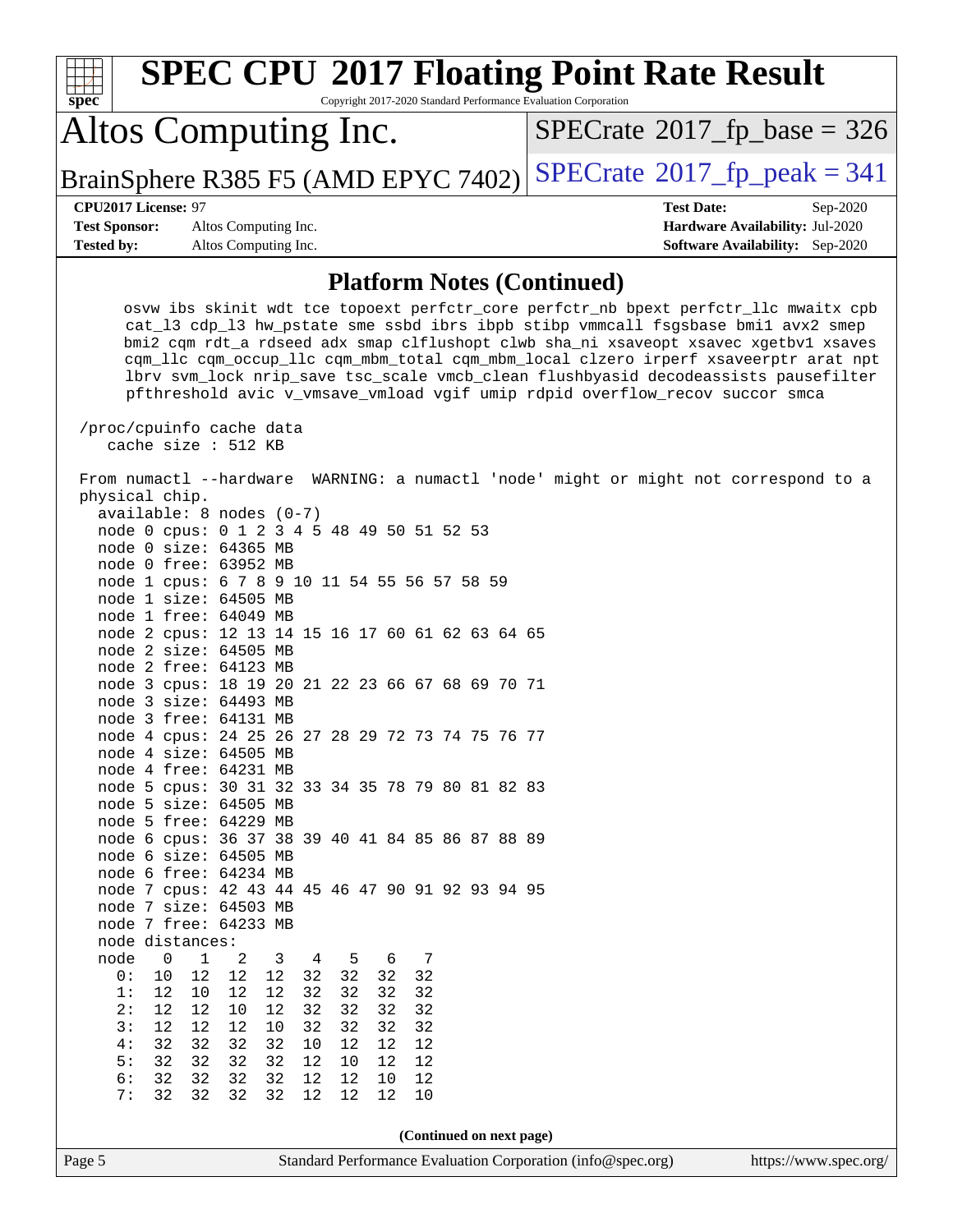## Platform Notes (Continued)

```
     osvw ibs skinit wdt tce topoext perfctr_core perfctr_nb bpext perfctr_llc mwaitx cpb
     cat_l3 cdp_l3 hw_pstate sme ssbd ibrs ibpb stibp vmmcall fsgsbase bmi1 avx2 smep
     bmi2 cqm rdt_a rdseed adx smap clflushopt clwb sha_ni xsaveopt xsavec xgetbv1 xsaves
     cqm_llc cqm_occup_llc cqm_mbm_total cqm_mbm_local clzero irperf xsaveerptr arat npt
     lbrv svm_lock nrip_save tsc_scale vmcb_clean flushbyasid decodeassists pausefilter
     pfthreshold avic v_vmsave_vmload vgif umip rdpid overflow_recov succor smca

 /proc/cpuinfo cache data
    cache size : 512 KB

 From numactl --hardware  WARNING: a numactl 'node' might or might not correspond to a
 physical chip.
   available: 8 nodes (0-7)
   node 0 cpus: 0 1 2 3 4 5 48 49 50 51 52 53
   node 0 size: 64365 MB
   node 0 free: 63952 MB
   node 1 cpus: 6 7 8 9 10 11 54 55 56 57 58 59
   node 1 size: 64505 MB
   node 1 free: 64049 MB
   node 2 cpus: 12 13 14 15 16 17 60 61 62 63 64 65
   node 2 size: 64505 MB
   node 2 free: 64123 MB
   node 3 cpus: 18 19 20 21 22 23 66 67 68 69 70 71
   node 3 size: 64493 MB
   node 3 free: 64131 MB
   node 4 cpus: 24 25 26 27 28 29 72 73 74 75 76 77
   node 4 size: 64505 MB
   node 4 free: 64231 MB
   node 5 cpus: 30 31 32 33 34 35 78 79 80 81 82 83
   node 5 size: 64505 MB
   node 5 free: 64229 MB
   node 6 cpus: 36 37 38 39 40 41 84 85 86 87 88 89
   node 6 size: 64505 MB
   node 6 free: 64234 MB
   node 7 cpus: 42 43 44 45 46 47 90 91 92 93 94 95
   node 7 size: 64503 MB
   node 7 free: 64233 MB
   node distances:
   node   0   1   2   3   4   5   6   7
     0:  10  12  12  12  32  32  32  32
     1:  12  10  12  12  32  32  32  32
     2:  12  12  10  12  32  32  32  32
     3:  12  12  12  10  32  32  32  32
     4:  32  32  32  32  10  12  12  12
     5:  32  32  32  32  12  10  12  12
     6:  32  32  32  32  12  12  10  12
     7:  32  32  32  32  12  12  12  10
```

**(Continued on next page)**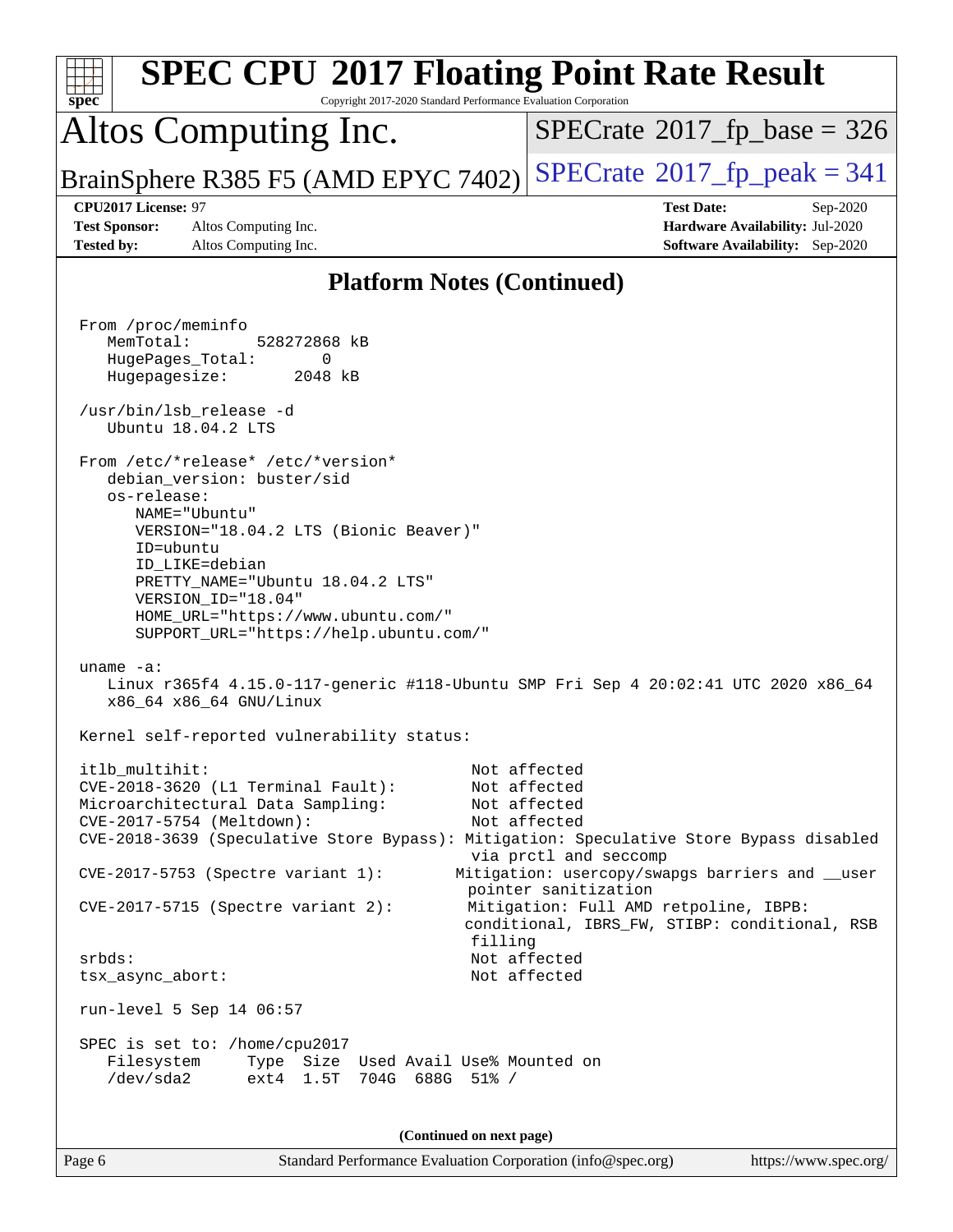## Platform Notes (Continued)

```
From /proc/meminfo
   MemTotal:       528272868 kB
   HugePages_Total:       0
   Hugepagesize:       2048 kB

 /usr/bin/lsb_release -d
   Ubuntu 18.04.2 LTS

From /etc/*release* /etc/*version*
   debian_version: buster/sid
   os-release:
      NAME="Ubuntu"
      VERSION="18.04.2 LTS (Bionic Beaver)"
      ID=ubuntu
      ID_LIKE=debian
      PRETTY_NAME="Ubuntu 18.04.2 LTS"
      VERSION_ID="18.04"
      HOME_URL="https://www.ubuntu.com/"
      SUPPORT_URL="https://help.ubuntu.com/"

uname -a:
   Linux r365f4 4.15.0-117-generic #118-Ubuntu SMP Fri Sep 4 20:02:41 UTC 2020 x86_64
   x86_64 x86_64 GNU/Linux

Kernel self-reported vulnerability status:

itlb_multihit:                                    Not affected
CVE-2018-3620 (L1 Terminal Fault):                Not affected
Microarchitectural Data Sampling:                 Not affected
CVE-2017-5754 (Meltdown):                         Not affected
CVE-2018-3639 (Speculative Store Bypass): Mitigation: Speculative Store Bypass disabled
                                                  via prctl and seccomp
CVE-2017-5753 (Spectre variant 1):               Mitigation: usercopy/swapgs barriers and __user
                                                  pointer sanitization
CVE-2017-5715 (Spectre variant 2):                Mitigation: Full AMD retpoline, IBPB:
                                                  conditional, IBRS_FW, STIBP: conditional, RSB
                                                  filling
srbds:                                            Not affected
tsx_async_abort:                                  Not affected

run-level 5 Sep 14 06:57

SPEC is set to: /home/cpu2017
   Filesystem     Type  Size  Used Avail Use% Mounted on
   /dev/sda2      ext4  1.5T  704G  688G  51% /
```

(Continued on next page)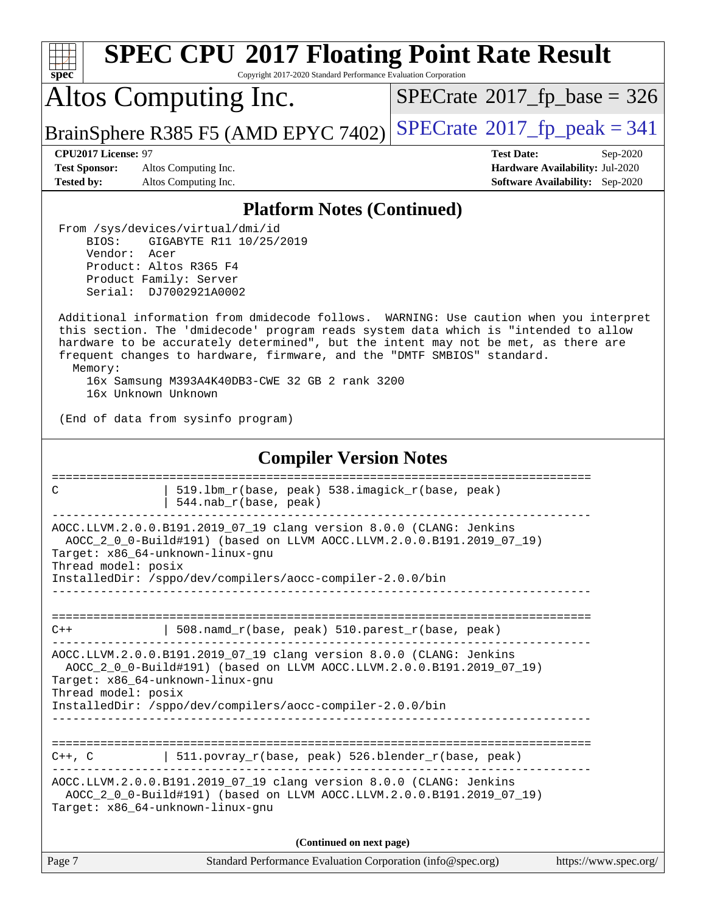## Platform Notes (Continued)

```
 From /sys/devices/virtual/dmi/id
     BIOS:    GIGABYTE R11 10/25/2019
     Vendor:  Acer
     Product: Altos R365 F4
     Product Family: Server
     Serial:  DJ7002921A0002

 Additional information from dmidecode follows.  WARNING: Use caution when you interpret
 this section. The 'dmidecode' program reads system data which is "intended to allow
 hardware to be accurately determined", but the intent may not be met, as there are
 frequent changes to hardware, firmware, and the "DMTF SMBIOS" standard.
   Memory:
     16x Samsung M393A4K40DB3-CWE 32 GB 2 rank 3200
     16x Unknown Unknown

 (End of data from sysinfo program)
```

## Compiler Version Notes

```
==============================================================================
C               | 519.lbm_r(base, peak) 538.imagick_r(base, peak)
                | 544.nab_r(base, peak)
------------------------------------------------------------------------------
AOCC.LLVM.2.0.0.B191.2019_07_19 clang version 8.0.0 (CLANG: Jenkins
  AOCC_2_0_0-Build#191) (based on LLVM AOCC.LLVM.2.0.0.B191.2019_07_19)
Target: x86_64-unknown-linux-gnu
Thread model: posix
InstalledDir: /sppo/dev/compilers/aocc-compiler-2.0.0/bin
------------------------------------------------------------------------------

==============================================================================
C++             | 508.namd_r(base, peak) 510.parest_r(base, peak)
------------------------------------------------------------------------------
AOCC.LLVM.2.0.0.B191.2019_07_19 clang version 8.0.0 (CLANG: Jenkins
  AOCC_2_0_0-Build#191) (based on LLVM AOCC.LLVM.2.0.0.B191.2019_07_19)
Target: x86_64-unknown-linux-gnu
Thread model: posix
InstalledDir: /sppo/dev/compilers/aocc-compiler-2.0.0/bin
------------------------------------------------------------------------------

==============================================================================
C++, C          | 511.povray_r(base, peak) 526.blender_r(base, peak)
------------------------------------------------------------------------------
AOCC.LLVM.2.0.0.B191.2019_07_19 clang version 8.0.0 (CLANG: Jenkins
  AOCC_2_0_0-Build#191) (based on LLVM AOCC.LLVM.2.0.0.B191.2019_07_19)
Target: x86_64-unknown-linux-gnu
```

(Continued on next page)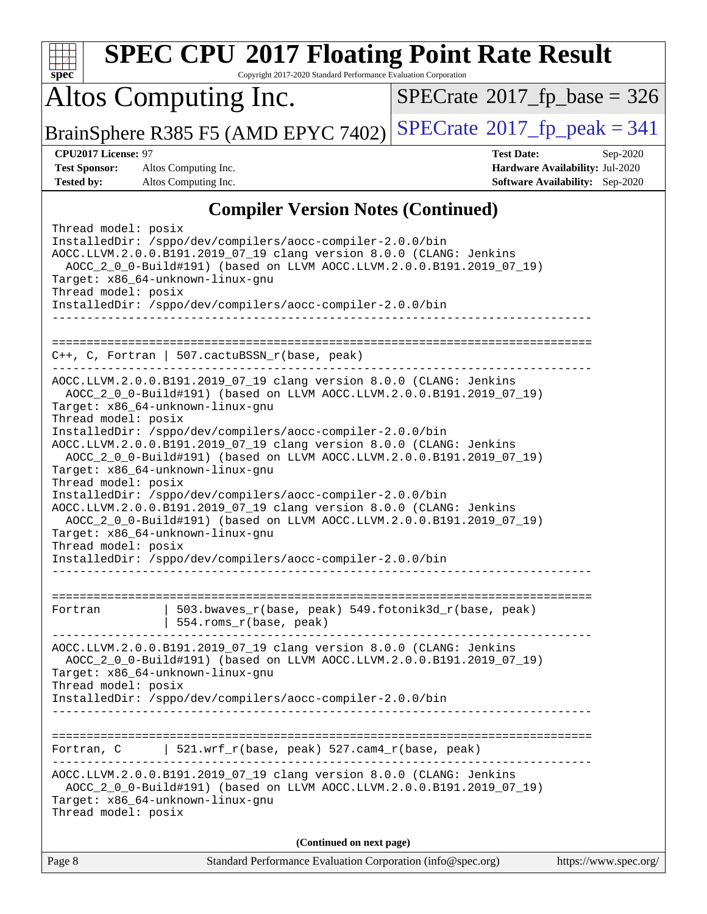## Compiler Version Notes (Continued)

```
Thread model: posix
InstalledDir: /sppo/dev/compilers/aocc-compiler-2.0.0/bin
AOCC.LLVM.2.0.0.B191.2019_07_19 clang version 8.0.0 (CLANG: Jenkins
  AOCC_2_0_0-Build#191) (based on LLVM AOCC.LLVM.2.0.0.B191.2019_07_19)
Target: x86_64-unknown-linux-gnu
Thread model: posix
InstalledDir: /sppo/dev/compilers/aocc-compiler-2.0.0/bin
------------------------------------------------------------------------------

==============================================================================
C++, C, Fortran | 507.cactuBSSN_r(base, peak)
------------------------------------------------------------------------------
AOCC.LLVM.2.0.0.B191.2019_07_19 clang version 8.0.0 (CLANG: Jenkins
  AOCC_2_0_0-Build#191) (based on LLVM AOCC.LLVM.2.0.0.B191.2019_07_19)
Target: x86_64-unknown-linux-gnu
Thread model: posix
InstalledDir: /sppo/dev/compilers/aocc-compiler-2.0.0/bin
AOCC.LLVM.2.0.0.B191.2019_07_19 clang version 8.0.0 (CLANG: Jenkins
  AOCC_2_0_0-Build#191) (based on LLVM AOCC.LLVM.2.0.0.B191.2019_07_19)
Target: x86_64-unknown-linux-gnu
Thread model: posix
InstalledDir: /sppo/dev/compilers/aocc-compiler-2.0.0/bin
AOCC.LLVM.2.0.0.B191.2019_07_19 clang version 8.0.0 (CLANG: Jenkins
  AOCC_2_0_0-Build#191) (based on LLVM AOCC.LLVM.2.0.0.B191.2019_07_19)
Target: x86_64-unknown-linux-gnu
Thread model: posix
InstalledDir: /sppo/dev/compilers/aocc-compiler-2.0.0/bin
------------------------------------------------------------------------------

==============================================================================
Fortran         | 503.bwaves_r(base, peak) 549.fotonik3d_r(base, peak)
                | 554.roms_r(base, peak)
------------------------------------------------------------------------------
AOCC.LLVM.2.0.0.B191.2019_07_19 clang version 8.0.0 (CLANG: Jenkins
  AOCC_2_0_0-Build#191) (based on LLVM AOCC.LLVM.2.0.0.B191.2019_07_19)
Target: x86_64-unknown-linux-gnu
Thread model: posix
InstalledDir: /sppo/dev/compilers/aocc-compiler-2.0.0/bin
------------------------------------------------------------------------------

==============================================================================
Fortran, C      | 521.wrf_r(base, peak) 527.cam4_r(base, peak)
------------------------------------------------------------------------------
AOCC.LLVM.2.0.0.B191.2019_07_19 clang version 8.0.0 (CLANG: Jenkins
  AOCC_2_0_0-Build#191) (based on LLVM AOCC.LLVM.2.0.0.B191.2019_07_19)
Target: x86_64-unknown-linux-gnu
Thread model: posix
```

**(Continued on next page)**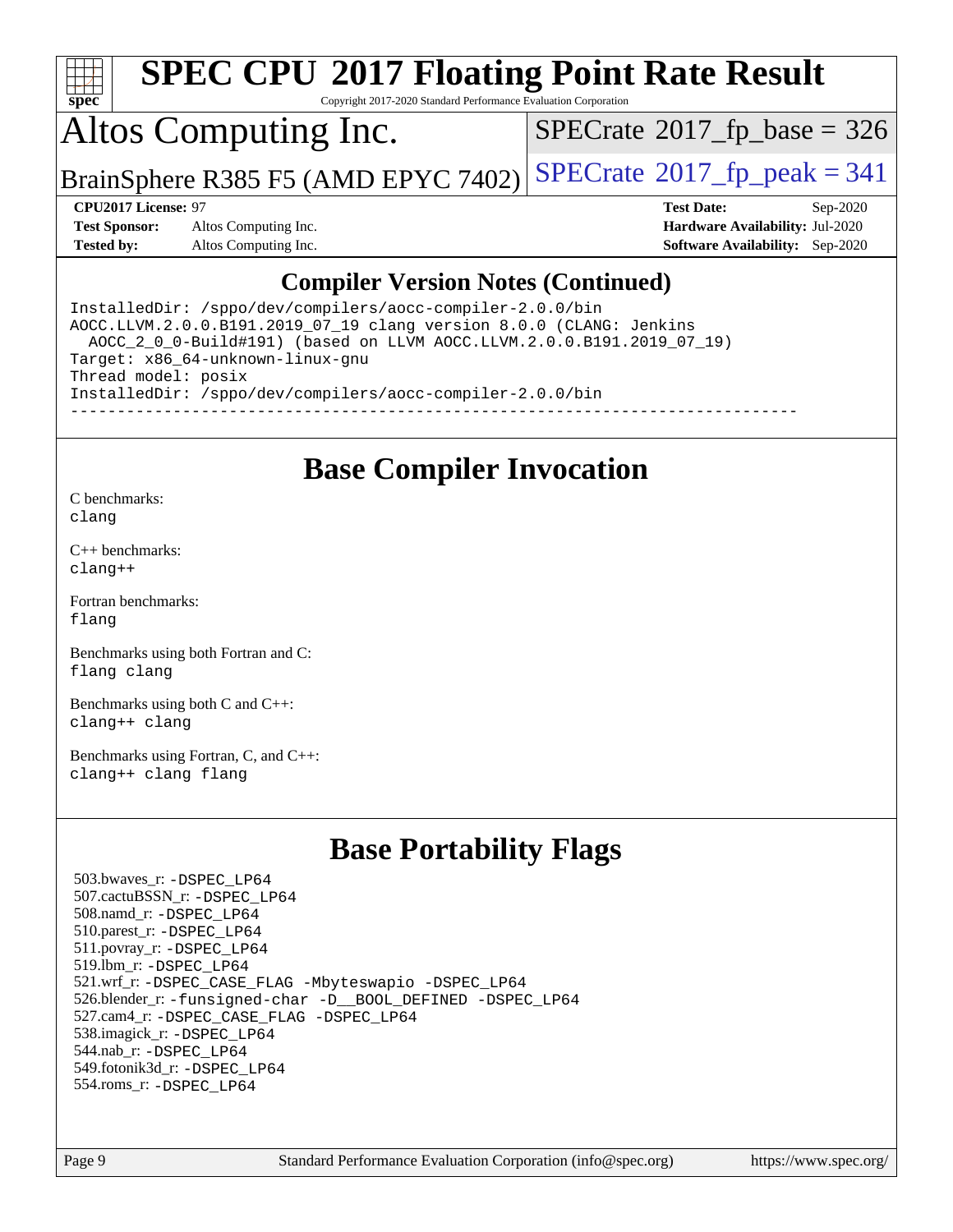# SPEC CPU 2017 Floating Point Rate Result

Copyright 2017-2020 Standard Performance Evaluation Corporation

## Altos Computing Inc.

BrainSphere R385 F5 (AMD EPYC 7402)

SPECrate 2017_fp_base = 326

SPECrate 2017_fp_peak = 341

**CPU2017 License:** 97
**Test Sponsor:** Altos Computing Inc.
**Tested by:** Altos Computing Inc.

**Test Date:** Sep-2020
**Hardware Availability:** Jul-2020
**Software Availability:** Sep-2020

## Compiler Version Notes (Continued)

```
InstalledDir: /sppo/dev/compilers/aocc-compiler-2.0.0/bin
AOCC.LLVM.2.0.0.B191.2019_07_19 clang version 8.0.0 (CLANG: Jenkins
  AOCC_2_0_0-Build#191) (based on LLVM AOCC.LLVM.2.0.0.B191.2019_07_19)
Target: x86_64-unknown-linux-gnu
Thread model: posix
InstalledDir: /sppo/dev/compilers/aocc-compiler-2.0.0/bin
------------------------------------------------------------------------------
```

## Base Compiler Invocation

C benchmarks:
clang

C++ benchmarks:
clang++

Fortran benchmarks:
flang

Benchmarks using both Fortran and C:
flang clang

Benchmarks using both C and C++:
clang++ clang

Benchmarks using Fortran, C, and C++:
clang++ clang flang

## Base Portability Flags

503.bwaves_r: -DSPEC_LP64
507.cactuBSSN_r: -DSPEC_LP64
508.namd_r: -DSPEC_LP64
510.parest_r: -DSPEC_LP64
511.povray_r: -DSPEC_LP64
519.lbm_r: -DSPEC_LP64
521.wrf_r: -DSPEC_CASE_FLAG -Mbyteswapio -DSPEC_LP64
526.blender_r: -funsigned-char -D__BOOL_DEFINED -DSPEC_LP64
527.cam4_r: -DSPEC_CASE_FLAG -DSPEC_LP64
538.imagick_r: -DSPEC_LP64
544.nab_r: -DSPEC_LP64
549.fotonik3d_r: -DSPEC_LP64
554.roms_r: -DSPEC_LP64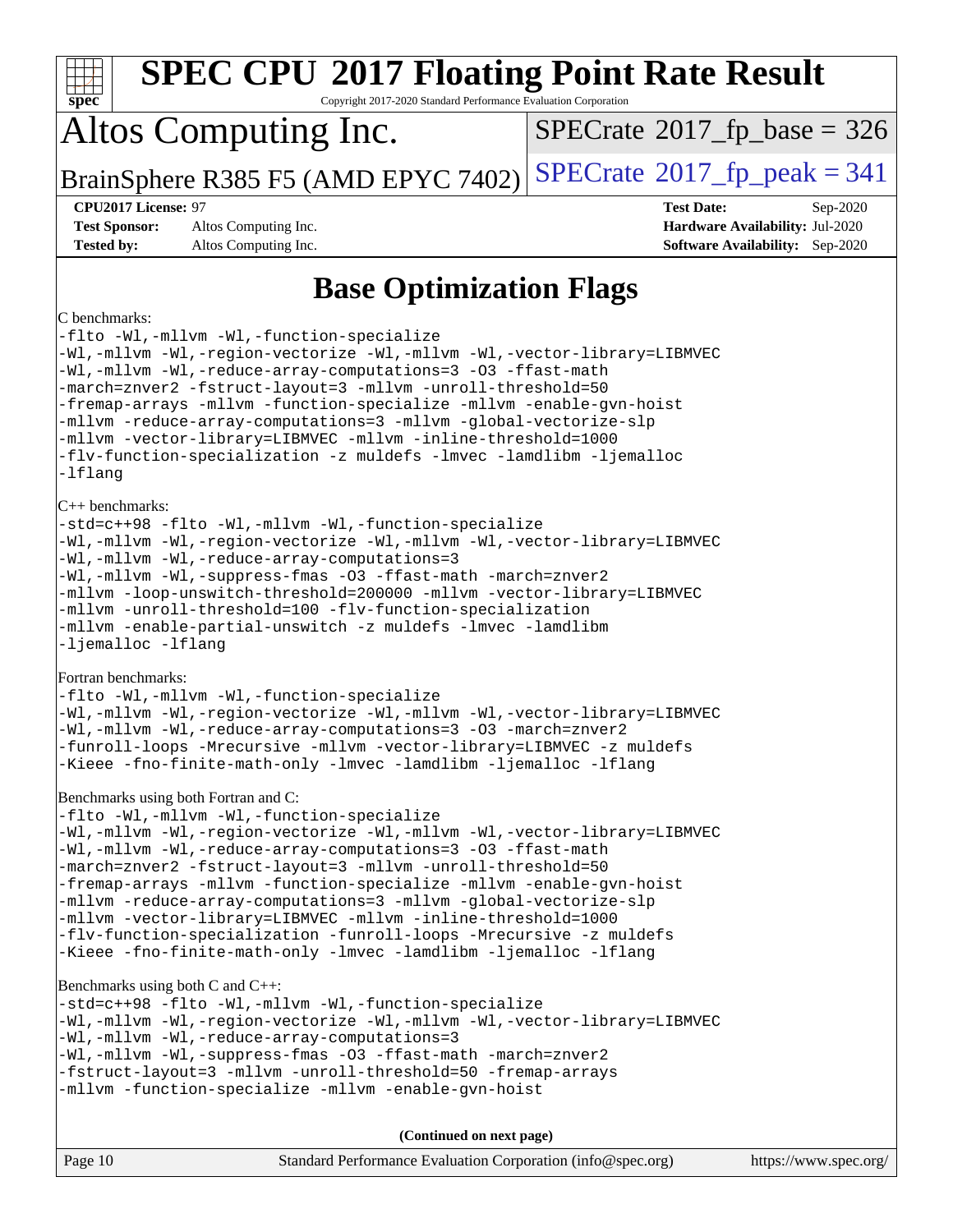# SPEC CPU 2017 Floating Point Rate Result

Copyright 2017-2020 Standard Performance Evaluation Corporation

## Altos Computing Inc.

BrainSphere R385 F5 (AMD EPYC 7402)

SPECrate 2017_fp_base = 326

SPECrate 2017_fp_peak = 341

**CPU2017 License:** 97
**Test Sponsor:** Altos Computing Inc.
**Tested by:** Altos Computing Inc.

**Test Date:** Sep-2020
**Hardware Availability:** Jul-2020
**Software Availability:** Sep-2020

## Base Optimization Flags

C benchmarks:

```
-flto -Wl,-mllvm -Wl,-function-specialize
-Wl,-mllvm -Wl,-region-vectorize -Wl,-mllvm -Wl,-vector-library=LIBMVEC
-Wl,-mllvm -Wl,-reduce-array-computations=3 -O3 -ffast-math
-march=znver2 -fstruct-layout=3 -mllvm -unroll-threshold=50
-fremap-arrays -mllvm -function-specialize -mllvm -enable-gvn-hoist
-mllvm -reduce-array-computations=3 -mllvm -global-vectorize-slp
-mllvm -vector-library=LIBMVEC -mllvm -inline-threshold=1000
-flv-function-specialization -z muldefs -lmvec -lamdlibm -ljemalloc
-lflang
```

C++ benchmarks:

```
-std=c++98 -flto -Wl,-mllvm -Wl,-function-specialize
-Wl,-mllvm -Wl,-region-vectorize -Wl,-mllvm -Wl,-vector-library=LIBMVEC
-Wl,-mllvm -Wl,-reduce-array-computations=3
-Wl,-mllvm -Wl,-suppress-fmas -O3 -ffast-math -march=znver2
-mllvm -loop-unswitch-threshold=200000 -mllvm -vector-library=LIBMVEC
-mllvm -unroll-threshold=100 -flv-function-specialization
-mllvm -enable-partial-unswitch -z muldefs -lmvec -lamdlibm
-ljemalloc -lflang
```

Fortran benchmarks:

```
-flto -Wl,-mllvm -Wl,-function-specialize
-Wl,-mllvm -Wl,-region-vectorize -Wl,-mllvm -Wl,-vector-library=LIBMVEC
-Wl,-mllvm -Wl,-reduce-array-computations=3 -O3 -march=znver2
-funroll-loops -Mrecursive -mllvm -vector-library=LIBMVEC -z muldefs
-Kieee -fno-finite-math-only -lmvec -lamdlibm -ljemalloc -lflang
```

Benchmarks using both Fortran and C:

```
-flto -Wl,-mllvm -Wl,-function-specialize
-Wl,-mllvm -Wl,-region-vectorize -Wl,-mllvm -Wl,-vector-library=LIBMVEC
-Wl,-mllvm -Wl,-reduce-array-computations=3 -O3 -ffast-math
-march=znver2 -fstruct-layout=3 -mllvm -unroll-threshold=50
-fremap-arrays -mllvm -function-specialize -mllvm -enable-gvn-hoist
-mllvm -reduce-array-computations=3 -mllvm -global-vectorize-slp
-mllvm -vector-library=LIBMVEC -mllvm -inline-threshold=1000
-flv-function-specialization -funroll-loops -Mrecursive -z muldefs
-Kieee -fno-finite-math-only -lmvec -lamdlibm -ljemalloc -lflang
```

Benchmarks using both C and C++:

```
-std=c++98 -flto -Wl,-mllvm -Wl,-function-specialize
-Wl,-mllvm -Wl,-region-vectorize -Wl,-mllvm -Wl,-vector-library=LIBMVEC
-Wl,-mllvm -Wl,-reduce-array-computations=3
-Wl,-mllvm -Wl,-suppress-fmas -O3 -ffast-math -march=znver2
-fstruct-layout=3 -mllvm -unroll-threshold=50 -fremap-arrays
-mllvm -function-specialize -mllvm -enable-gvn-hoist
```

**(Continued on next page)**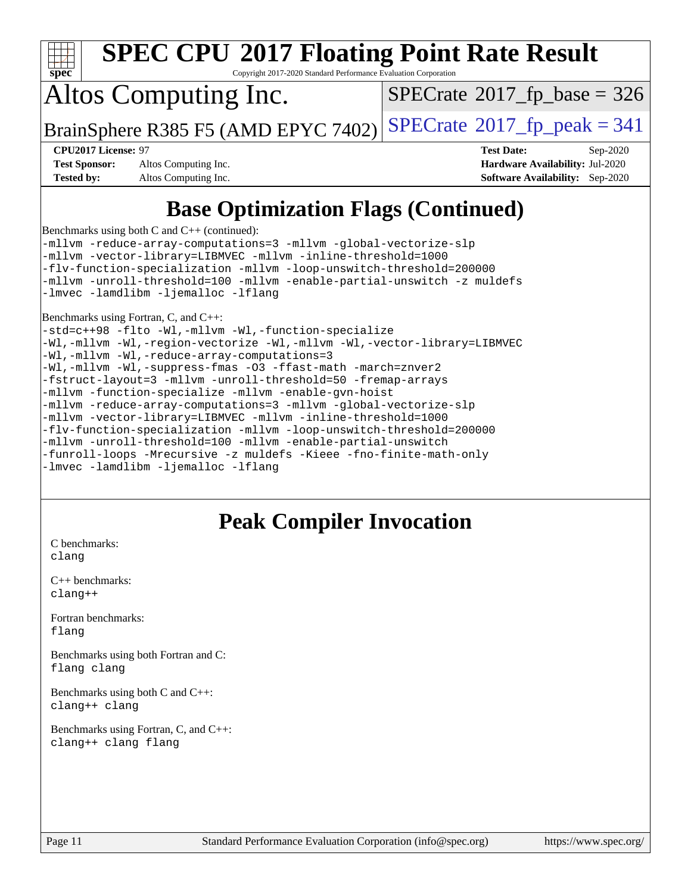# SPEC CPU 2017 Floating Point Rate Result

Copyright 2017-2020 Standard Performance Evaluation Corporation

# Altos Computing Inc.

BrainSphere R385 F5 (AMD EPYC 7402)

SPECrate 2017_fp_base = 326

SPECrate 2017_fp_peak = 341

**CPU2017 License:** 97
**Test Sponsor:** Altos Computing Inc.
**Tested by:** Altos Computing Inc.

**Test Date:** Sep-2020
**Hardware Availability:** Jul-2020
**Software Availability:** Sep-2020

## Base Optimization Flags (Continued)

Benchmarks using both C and C++ (continued):

```
-mllvm -reduce-array-computations=3 -mllvm -global-vectorize-slp
-mllvm -vector-library=LIBMVEC -mllvm -inline-threshold=1000
-flv-function-specialization -mllvm -loop-unswitch-threshold=200000
-mllvm -unroll-threshold=100 -mllvm -enable-partial-unswitch -z muldefs
-lmvec -lamdlibm -ljemalloc -lflang
```

Benchmarks using Fortran, C, and C++:

```
-std=c++98 -flto -Wl,-mllvm -Wl,-function-specialize
-Wl,-mllvm -Wl,-region-vectorize -Wl,-mllvm -Wl,-vector-library=LIBMVEC
-Wl,-mllvm -Wl,-reduce-array-computations=3
-Wl,-mllvm -Wl,-suppress-fmas -O3 -ffast-math -march=znver2
-fstruct-layout=3 -mllvm -unroll-threshold=50 -fremap-arrays
-mllvm -function-specialize -mllvm -enable-gvn-hoist
-mllvm -reduce-array-computations=3 -mllvm -global-vectorize-slp
-mllvm -vector-library=LIBMVEC -mllvm -inline-threshold=1000
-flv-function-specialization -mllvm -loop-unswitch-threshold=200000
-mllvm -unroll-threshold=100 -mllvm -enable-partial-unswitch
-funroll-loops -Mrecursive -z muldefs -Kieee -fno-finite-math-only
-lmvec -lamdlibm -ljemalloc -lflang
```

## Peak Compiler Invocation

C benchmarks:
```
clang
```

C++ benchmarks:
```
clang++
```

Fortran benchmarks:
```
flang
```

Benchmarks using both Fortran and C:
```
flang clang
```

Benchmarks using both C and C++:
```
clang++ clang
```

Benchmarks using Fortran, C, and C++:
```
clang++ clang flang
```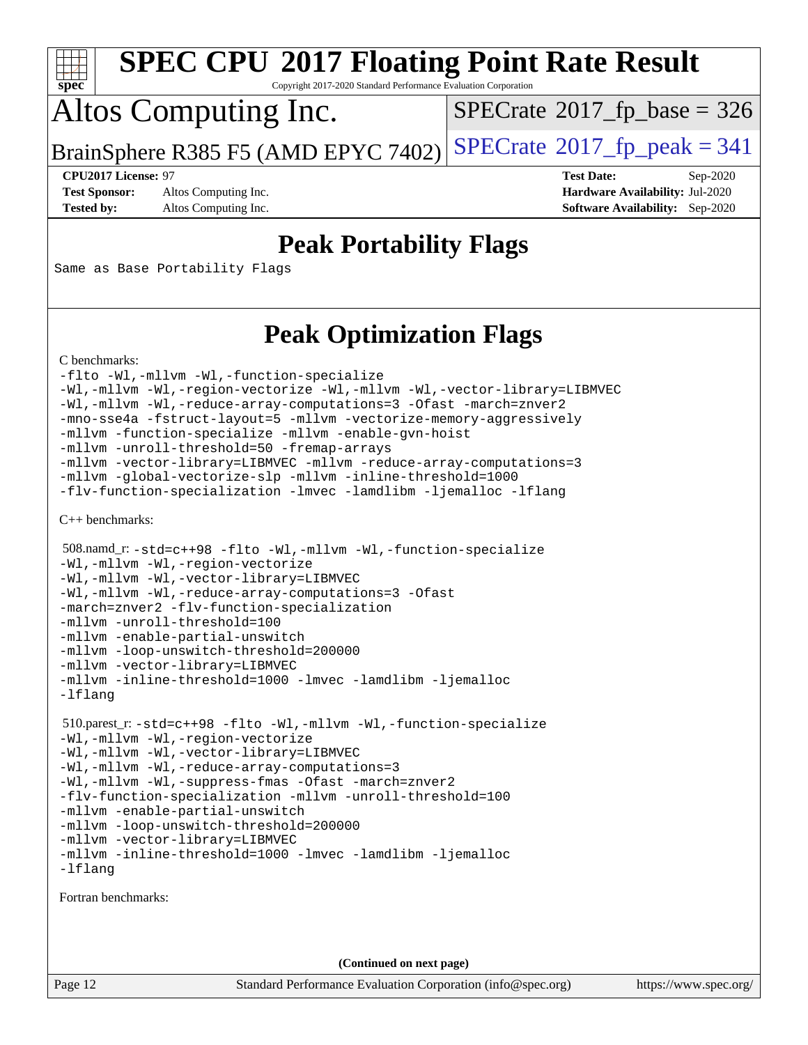# Altos Computing Inc.

BrainSphere R385 F5 (AMD EPYC 7402)

SPECrate 2017_fp_base = 326

SPECrate 2017_fp_peak = 341

**CPU2017 License:** 97
**Test Sponsor:** Altos Computing Inc.
**Tested by:** Altos Computing Inc.

**Test Date:** Sep-2020
**Hardware Availability:** Jul-2020
**Software Availability:** Sep-2020

## Peak Portability Flags

Same as Base Portability Flags

## Peak Optimization Flags

C benchmarks:

```
-flto -Wl,-mllvm -Wl,-function-specialize
-Wl,-mllvm -Wl,-region-vectorize -Wl,-mllvm -Wl,-vector-library=LIBMVEC
-Wl,-mllvm -Wl,-reduce-array-computations=3 -Ofast -march=znver2
-mno-sse4a -fstruct-layout=5 -mllvm -vectorize-memory-aggressively
-mllvm -function-specialize -mllvm -enable-gvn-hoist
-mllvm -unroll-threshold=50 -fremap-arrays
-mllvm -vector-library=LIBMVEC -mllvm -reduce-array-computations=3
-mllvm -global-vectorize-slp -mllvm -inline-threshold=1000
-flv-function-specialization -lmvec -lamdlibm -ljemalloc -lflang
```

C++ benchmarks:

508.namd_r:
```
-std=c++98 -flto -Wl,-mllvm -Wl,-function-specialize
-Wl,-mllvm -Wl,-region-vectorize
-Wl,-mllvm -Wl,-vector-library=LIBMVEC
-Wl,-mllvm -Wl,-reduce-array-computations=3 -Ofast
-march=znver2 -flv-function-specialization
-mllvm -unroll-threshold=100
-mllvm -enable-partial-unswitch
-mllvm -loop-unswitch-threshold=200000
-mllvm -vector-library=LIBMVEC
-mllvm -inline-threshold=1000 -lmvec -lamdlibm -ljemalloc
-lflang
```

510.parest_r:
```
-std=c++98 -flto -Wl,-mllvm -Wl,-function-specialize
-Wl,-mllvm -Wl,-region-vectorize
-Wl,-mllvm -Wl,-vector-library=LIBMVEC
-Wl,-mllvm -Wl,-reduce-array-computations=3
-Wl,-mllvm -Wl,-suppress-fmas -Ofast -march=znver2
-flv-function-specialization -mllvm -unroll-threshold=100
-mllvm -enable-partial-unswitch
-mllvm -loop-unswitch-threshold=200000
-mllvm -vector-library=LIBMVEC
-mllvm -inline-threshold=1000 -lmvec -lamdlibm -ljemalloc
-lflang
```

Fortran benchmarks:

**(Continued on next page)**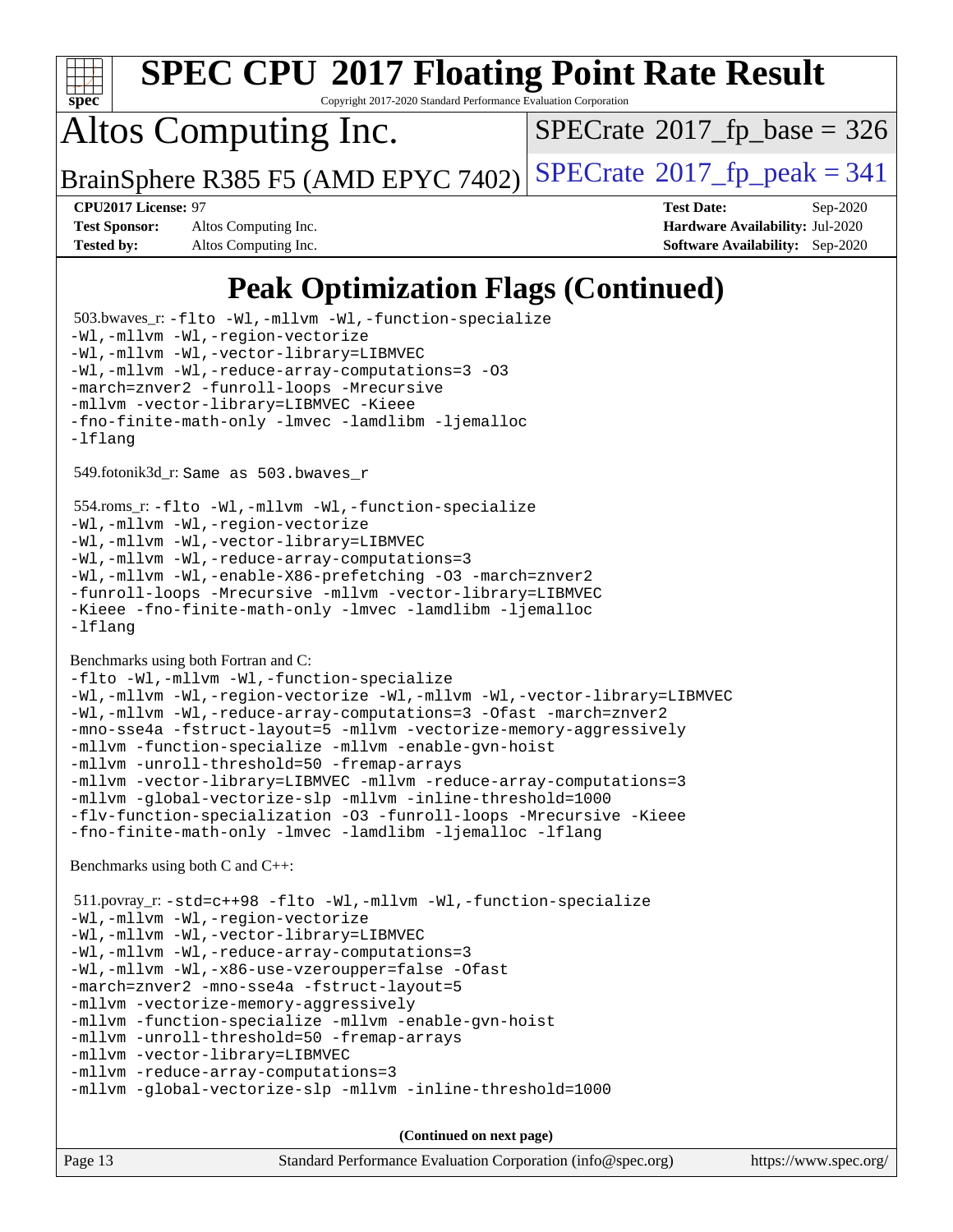# Peak Optimization Flags (Continued)

503.bwaves_r:
```
-flto -Wl,-mllvm -Wl,-function-specialize
-Wl,-mllvm -Wl,-region-vectorize
-Wl,-mllvm -Wl,-vector-library=LIBMVEC
-Wl,-mllvm -Wl,-reduce-array-computations=3 -O3
-march=znver2 -funroll-loops -Mrecursive
-mllvm -vector-library=LIBMVEC -Kieee
-fno-finite-math-only -lmvec -lamdlibm -ljemalloc
-lflang
```

549.fotonik3d_r: `Same as 503.bwaves_r`

554.roms_r:
```
-flto -Wl,-mllvm -Wl,-function-specialize
-Wl,-mllvm -Wl,-region-vectorize
-Wl,-mllvm -Wl,-vector-library=LIBMVEC
-Wl,-mllvm -Wl,-reduce-array-computations=3
-Wl,-mllvm -Wl,-enable-X86-prefetching -O3 -march=znver2
-funroll-loops -Mrecursive -mllvm -vector-library=LIBMVEC
-Kieee -fno-finite-math-only -lmvec -lamdlibm -ljemalloc
-lflang
```

Benchmarks using both Fortran and C:
```
-flto -Wl,-mllvm -Wl,-function-specialize
-Wl,-mllvm -Wl,-region-vectorize -Wl,-mllvm -Wl,-vector-library=LIBMVEC
-Wl,-mllvm -Wl,-reduce-array-computations=3 -Ofast -march=znver2
-mno-sse4a -fstruct-layout=5 -mllvm -vectorize-memory-aggressively
-mllvm -function-specialize -mllvm -enable-gvn-hoist
-mllvm -unroll-threshold=50 -fremap-arrays
-mllvm -vector-library=LIBMVEC -mllvm -reduce-array-computations=3
-mllvm -global-vectorize-slp -mllvm -inline-threshold=1000
-flv-function-specialization -O3 -funroll-loops -Mrecursive -Kieee
-fno-finite-math-only -lmvec -lamdlibm -ljemalloc -lflang
```

Benchmarks using both C and C++:

511.povray_r:
```
-std=c++98 -flto -Wl,-mllvm -Wl,-function-specialize
-Wl,-mllvm -Wl,-region-vectorize
-Wl,-mllvm -Wl,-vector-library=LIBMVEC
-Wl,-mllvm -Wl,-reduce-array-computations=3
-Wl,-mllvm -Wl,-x86-use-vzeroupper=false -Ofast
-march=znver2 -mno-sse4a -fstruct-layout=5
-mllvm -vectorize-memory-aggressively
-mllvm -function-specialize -mllvm -enable-gvn-hoist
-mllvm -unroll-threshold=50 -fremap-arrays
-mllvm -vector-library=LIBMVEC
-mllvm -reduce-array-computations=3
-mllvm -global-vectorize-slp -mllvm -inline-threshold=1000
```

**(Continued on next page)**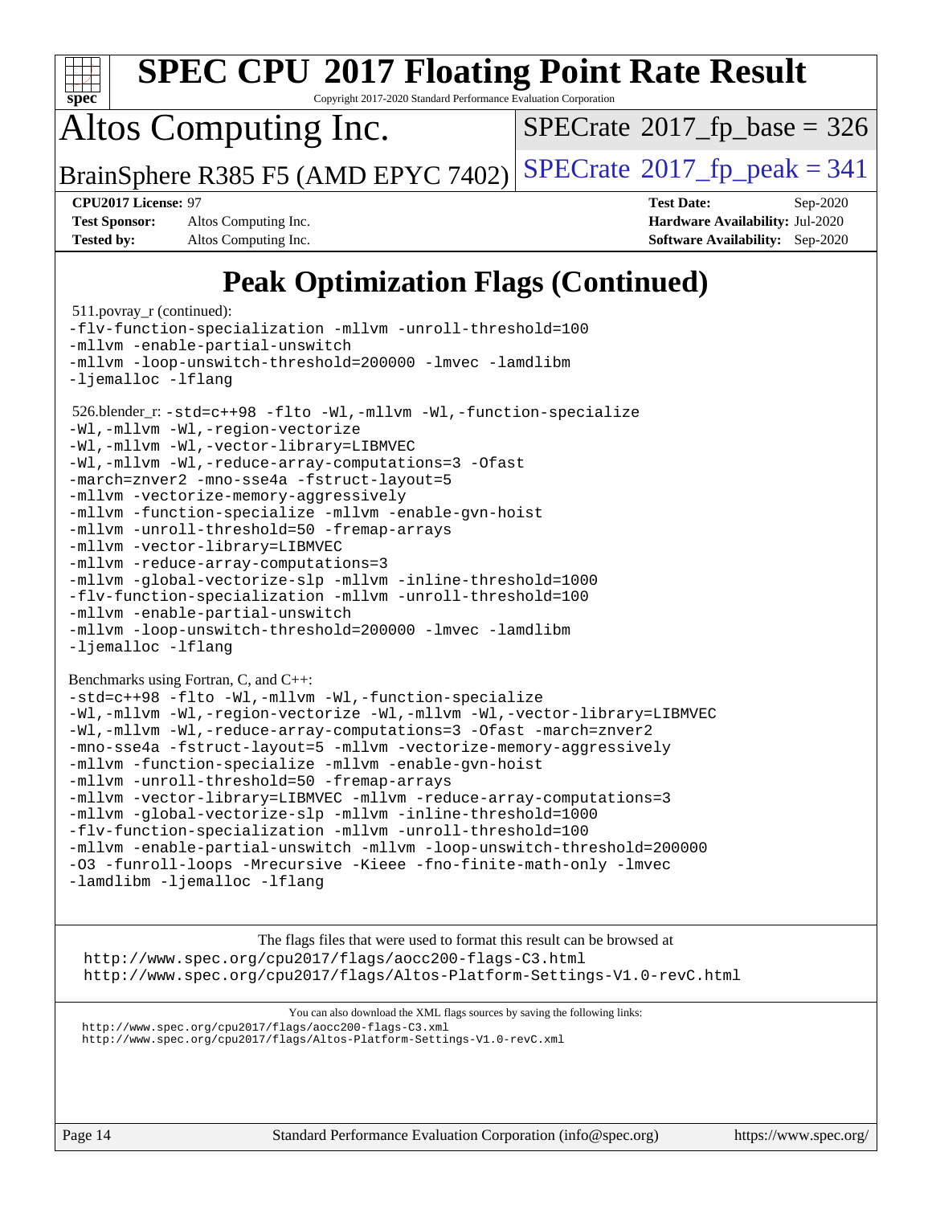# SPEC CPU 2017 Floating Point Rate Result

Copyright 2017-2020 Standard Performance Evaluation Corporation

## Altos Computing Inc.

BrainSphere R385 F5 (AMD EPYC 7402)

SPECrate 2017_fp_base = 326

SPECrate 2017_fp_peak = 341

**CPU2017 License:** 97
**Test Sponsor:** Altos Computing Inc.
**Tested by:** Altos Computing Inc.

**Test Date:** Sep-2020
**Hardware Availability:** Jul-2020
**Software Availability:** Sep-2020

## Peak Optimization Flags (Continued)

511.povray_r (continued):

```
-flv-function-specialization -mllvm -unroll-threshold=100
-mllvm -enable-partial-unswitch
-mllvm -loop-unswitch-threshold=200000 -lmvec -lamdlibm
-ljemalloc -lflang
```

526.blender_r:

```
-std=c++98 -flto -Wl,-mllvm -Wl,-function-specialize
-Wl,-mllvm -Wl,-region-vectorize
-Wl,-mllvm -Wl,-vector-library=LIBMVEC
-Wl,-mllvm -Wl,-reduce-array-computations=3 -Ofast
-march=znver2 -mno-sse4a -fstruct-layout=5
-mllvm -vectorize-memory-aggressively
-mllvm -function-specialize -mllvm -enable-gvn-hoist
-mllvm -unroll-threshold=50 -fremap-arrays
-mllvm -vector-library=LIBMVEC
-mllvm -reduce-array-computations=3
-mllvm -global-vectorize-slp -mllvm -inline-threshold=1000
-flv-function-specialization -mllvm -unroll-threshold=100
-mllvm -enable-partial-unswitch
-mllvm -loop-unswitch-threshold=200000 -lmvec -lamdlibm
-ljemalloc -lflang
```

Benchmarks using Fortran, C, and C++:

```
-std=c++98 -flto -Wl,-mllvm -Wl,-function-specialize
-Wl,-mllvm -Wl,-region-vectorize -Wl,-mllvm -Wl,-vector-library=LIBMVEC
-Wl,-mllvm -Wl,-reduce-array-computations=3 -Ofast -march=znver2
-mno-sse4a -fstruct-layout=5 -mllvm -vectorize-memory-aggressively
-mllvm -function-specialize -mllvm -enable-gvn-hoist
-mllvm -unroll-threshold=50 -fremap-arrays
-mllvm -vector-library=LIBMVEC -mllvm -reduce-array-computations=3
-mllvm -global-vectorize-slp -mllvm -inline-threshold=1000
-flv-function-specialization -mllvm -unroll-threshold=100
-mllvm -enable-partial-unswitch -mllvm -loop-unswitch-threshold=200000
-O3 -funroll-loops -Mrecursive -Kieee -fno-finite-math-only -lmvec
-lamdlibm -ljemalloc -lflang
```

The flags files that were used to format this result can be browsed at
http://www.spec.org/cpu2017/flags/aocc200-flags-C3.html
http://www.spec.org/cpu2017/flags/Altos-Platform-Settings-V1.0-revC.html

You can also download the XML flags sources by saving the following links:
http://www.spec.org/cpu2017/flags/aocc200-flags-C3.xml
http://www.spec.org/cpu2017/flags/Altos-Platform-Settings-V1.0-revC.xml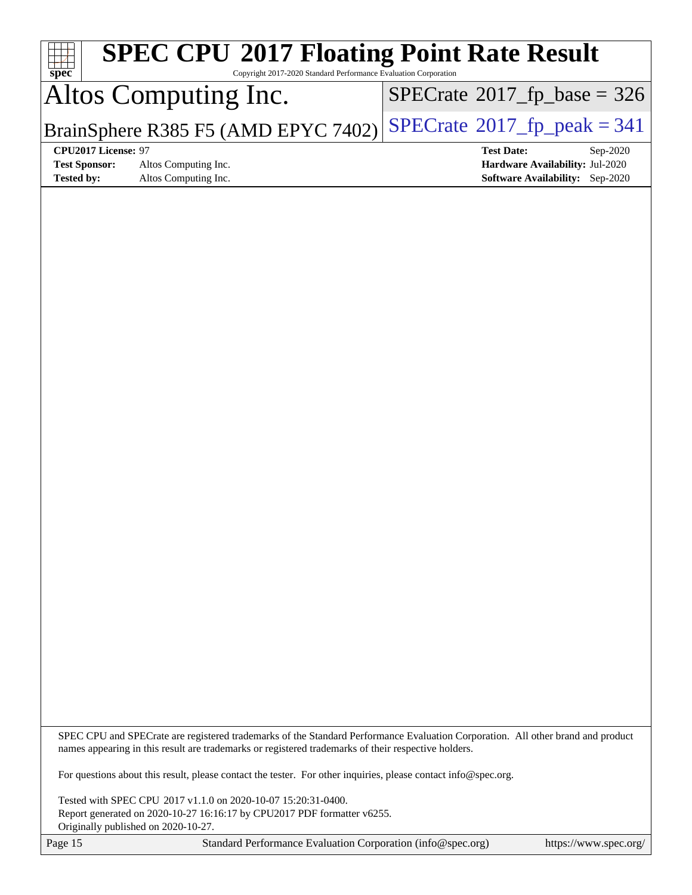SPEC CPU and SPECrate are registered trademarks of the Standard Performance Evaluation Corporation. All other brand and product names appearing in this result are trademarks or registered trademarks of their respective holders.

For questions about this result, please contact the tester. For other inquiries, please contact info@spec.org.

Tested with SPEC CPU 2017 v1.1.0 on 2020-10-07 15:20:31-0400.
Report generated on 2020-10-27 16:16:17 by CPU2017 PDF formatter v6255.
Originally published on 2020-10-27.